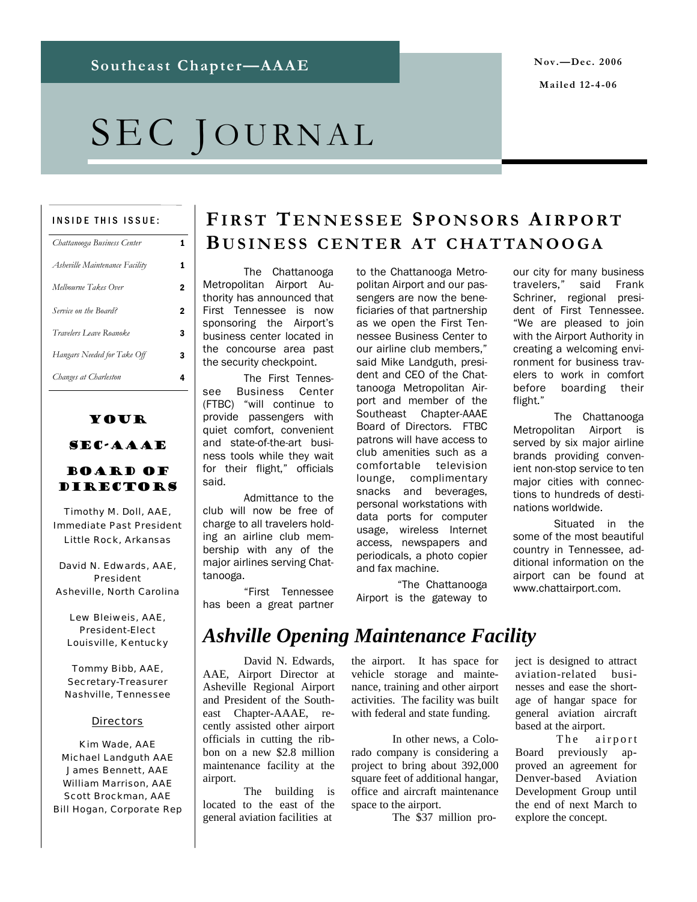Southeast Chapter—AAAE

Nov.—Dec. 2006

Mailed 12-4-06

# SEC Journal

**INSIDE THIS ISSUE:**

| | |
|---|---|
| *Chattanooga Business Center* | 1 |
| *Asheville Maintenance Facility* | 1 |
| *Melbourne Takes Over* | 2 |
| *Service on the Board?* | 2 |
| *Travelers Leave Roanoke* | 3 |
| *Hangars Needed for Take Off* | 3 |
| *Changes at Charleston* | 4 |

**YOUR SEC-AAAE BOARD OF DIRECTORS**

Timothy M. Doll, AAE,
Immediate Past President
Little Rock, Arkansas

David N. Edwards, AAE,
President
Asheville, North Carolina

Lew Bleiweis, AAE,
President-Elect
Louisville, Kentucky

Tommy Bibb, AAE,
Secretary-Treasurer
Nashville, Tennessee

Directors

Kim Wade, AAE
Michael Landguth AAE
James Bennett, AAE
William Marrison, AAE
Scott Brockman, AAE
Bill Hogan, Corporate Rep

## First Tennessee Sponsors Airport Business center at Chattanooga

The Chattanooga Metropolitan Airport Authority has announced that First Tennessee is now sponsoring the Airport's business center located in the concourse area past the security checkpoint.

The First Tennessee Business Center (FTBC) "will continue to provide passengers with quiet comfort, convenient and state-of-the-art business tools while they wait for their flight," officials said.

Admittance to the club will now be free of charge to all travelers holding an airline club membership with any of the major airlines serving Chattanooga.

"First Tennessee has been a great partner to the Chattanooga Metropolitan Airport and our passengers are now the beneficiaries of that partnership as we open the First Tennessee Business Center to our airline club members," said Mike Landguth, president and CEO of the Chattanooga Metropolitan Airport and member of the Southeast Chapter-AAAE Board of Directors. FTBC patrons will have access to club amenities such as a comfortable television lounge, complimentary snacks and beverages, personal workstations with data ports for computer usage, wireless Internet access, newspapers and periodicals, a photo copier and fax machine.

"The Chattanooga Airport is the gateway to our city for many business travelers," said Frank Schriner, regional president of First Tennessee. "We are pleased to join with the Airport Authority in creating a welcoming environment for business travelers to work in comfort before boarding their flight."

The Chattanooga Metropolitan Airport is served by six major airline brands providing convenient non-stop service to ten major cities with connections to hundreds of destinations worldwide.

Situated in the some of the most beautiful country in Tennessee, additional information on the airport can be found at www.chattairport.com.

## *Ashville Opening Maintenance Facility*

David N. Edwards, AAE, Airport Director at Asheville Regional Airport and President of the Southeast Chapter-AAAE, recently assisted other airport officials in cutting the ribbon on a new $2.8 million maintenance facility at the airport.

The building is located to the east of the general aviation facilities at the airport. It has space for vehicle storage and maintenance, training and other airport activities. The facility was built with federal and state funding.

In other news, a Colorado company is considering a project to bring about 392,000 square feet of additional hangar, office and aircraft maintenance space to the airport.

The $37 million project is designed to attract aviation-related businesses and ease the shortage of hangar space for general aviation aircraft based at the airport.

The airport Board previously approved an agreement for Denver-based Aviation Development Group until the end of next March to explore the concept.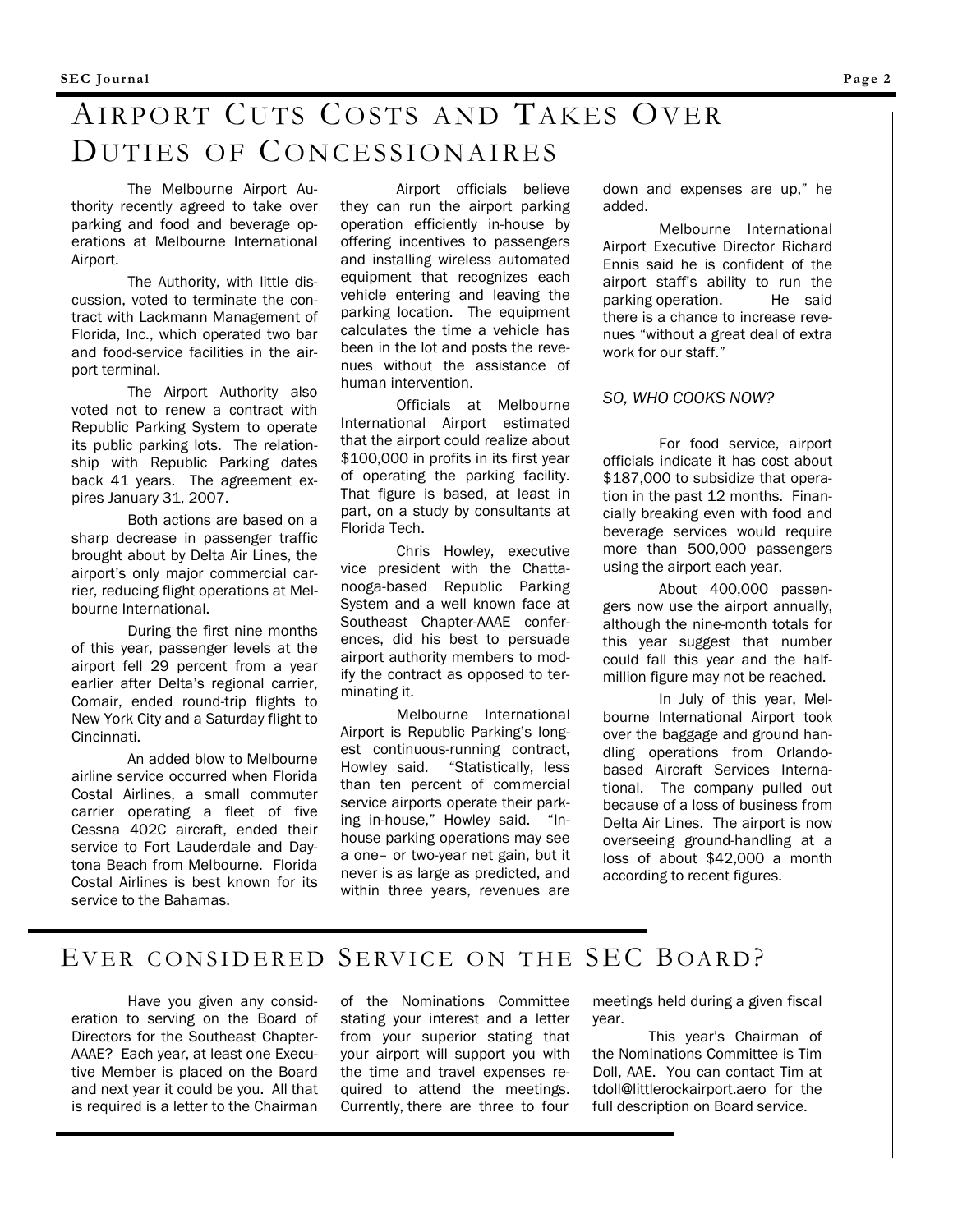# Airport Cuts Costs and Takes Over Duties of Concessionaires

The Melbourne Airport Authority recently agreed to take over parking and food and beverage operations at Melbourne International Airport.

The Authority, with little discussion, voted to terminate the contract with Lackmann Management of Florida, Inc., which operated two bar and food-service facilities in the airport terminal.

The Airport Authority also voted not to renew a contract with Republic Parking System to operate its public parking lots. The relationship with Republic Parking dates back 41 years. The agreement expires January 31, 2007.

Both actions are based on a sharp decrease in passenger traffic brought about by Delta Air Lines, the airport's only major commercial carrier, reducing flight operations at Melbourne International.

During the first nine months of this year, passenger levels at the airport fell 29 percent from a year earlier after Delta's regional carrier, Comair, ended round-trip flights to New York City and a Saturday flight to Cincinnati.

An added blow to Melbourne airline service occurred when Florida Costal Airlines, a small commuter carrier operating a fleet of five Cessna 402C aircraft, ended their service to Fort Lauderdale and Daytona Beach from Melbourne. Florida Costal Airlines is best known for its service to the Bahamas.

Airport officials believe they can run the airport parking operation efficiently in-house by offering incentives to passengers and installing wireless automated equipment that recognizes each vehicle entering and leaving the parking location. The equipment calculates the time a vehicle has been in the lot and posts the revenues without the assistance of human intervention.

Officials at Melbourne International Airport estimated that the airport could realize about $100,000 in profits in its first year of operating the parking facility. That figure is based, at least in part, on a study by consultants at Florida Tech.

Chris Howley, executive vice president with the Chattanooga-based Republic Parking System and a well known face at Southeast Chapter-AAAE conferences, did his best to persuade airport authority members to modify the contract as opposed to terminating it.

Melbourne International Airport is Republic Parking's longest continuous-running contract, Howley said. "Statistically, less than ten percent of commercial service airports operate their parking in-house," Howley said. "In-house parking operations may see a one– or two-year net gain, but it never is as large as predicted, and within three years, revenues are down and expenses are up," he added.

Melbourne International Airport Executive Director Richard Ennis said he is confident of the airport staff's ability to run the parking operation. He said there is a chance to increase revenues "without a great deal of extra work for our staff."

*SO, WHO COOKS NOW?*

For food service, airport officials indicate it has cost about $187,000 to subsidize that operation in the past 12 months. Financially breaking even with food and beverage services would require more than 500,000 passengers using the airport each year.

About 400,000 passengers now use the airport annually, although the nine-month totals for this year suggest that number could fall this year and the half-million figure may not be reached.

In July of this year, Melbourne International Airport took over the baggage and ground handling operations from Orlando-based Aircraft Services International. The company pulled out because of a loss of business from Delta Air Lines. The airport is now overseeing ground-handling at a loss of about $42,000 a month according to recent figures.

# Ever Considered Service on the SEC Board?

Have you given any consideration to serving on the Board of Directors for the Southeast Chapter-AAAE? Each year, at least one Executive Member is placed on the Board and next year it could be you. All that is required is a letter to the Chairman of the Nominations Committee stating your interest and a letter from your superior stating that your airport will support you with the time and travel expenses required to attend the meetings. Currently, there are three to four meetings held during a given fiscal year.

This year's Chairman of the Nominations Committee is Tim Doll, AAE. You can contact Tim at tdoll@littlerockairport.aero for the full description on Board service.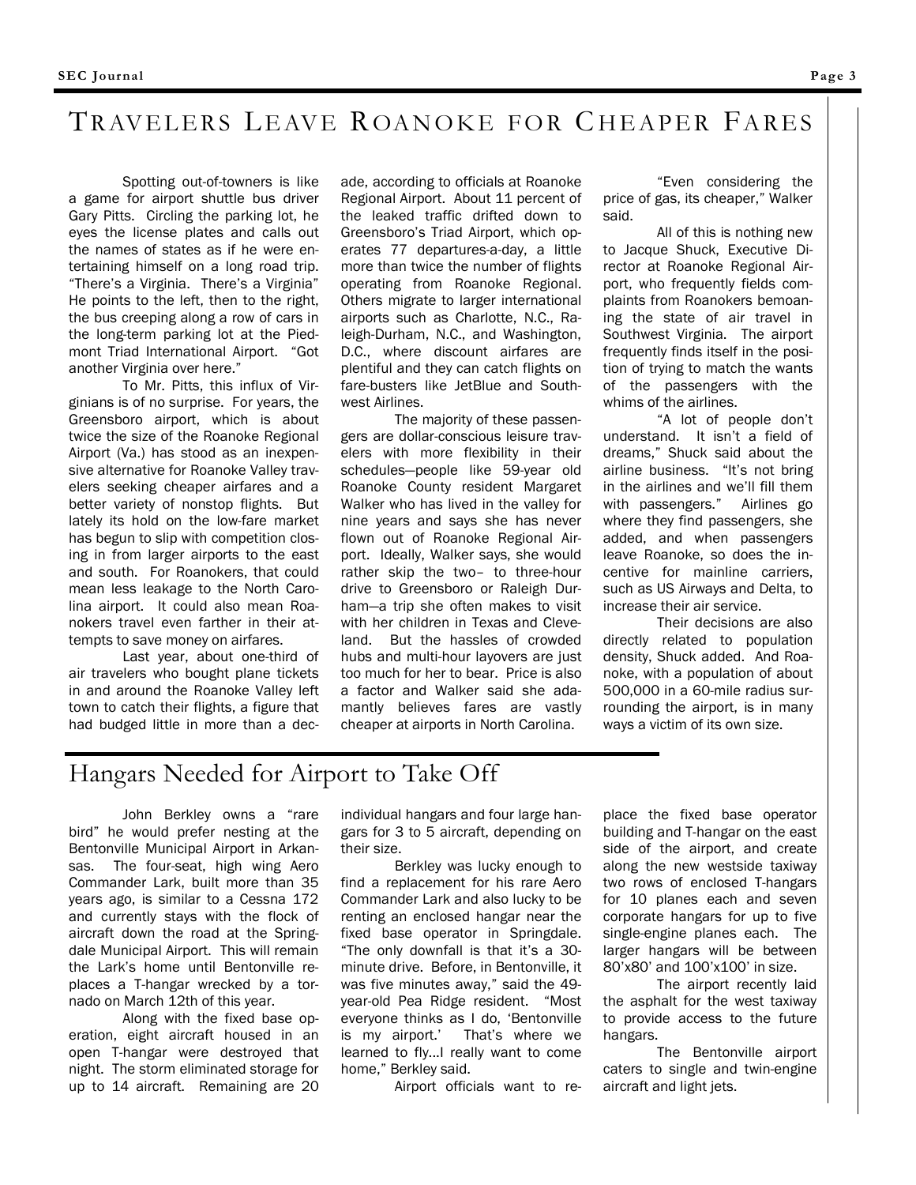# Travelers Leave Roanoke for Cheaper Fares

Spotting out-of-towners is like a game for airport shuttle bus driver Gary Pitts. Circling the parking lot, he eyes the license plates and calls out the names of states as if he were entertaining himself on a long road trip. "There's a Virginia. There's a Virginia" He points to the left, then to the right, the bus creeping along a row of cars in the long-term parking lot at the Piedmont Triad International Airport. "Got another Virginia over here."

To Mr. Pitts, this influx of Virginians is of no surprise. For years, the Greensboro airport, which is about twice the size of the Roanoke Regional Airport (Va.) has stood as an inexpensive alternative for Roanoke Valley travelers seeking cheaper airfares and a better variety of nonstop flights. But lately its hold on the low-fare market has begun to slip with competition closing in from larger airports to the east and south. For Roanokers, that could mean less leakage to the North Carolina airport. It could also mean Roanokers travel even farther in their attempts to save money on airfares.

Last year, about one-third of air travelers who bought plane tickets in and around the Roanoke Valley left town to catch their flights, a figure that had budged little in more than a decade, according to officials at Roanoke Regional Airport. About 11 percent of the leaked traffic drifted down to Greensboro's Triad Airport, which operates 77 departures-a-day, a little more than twice the number of flights operating from Roanoke Regional. Others migrate to larger international airports such as Charlotte, N.C., Raleigh-Durham, N.C., and Washington, D.C., where discount airfares are plentiful and they can catch flights on fare-busters like JetBlue and Southwest Airlines.

The majority of these passengers are dollar-conscious leisure travelers with more flexibility in their schedules—people like 59-year old Roanoke County resident Margaret Walker who has lived in the valley for nine years and says she has never flown out of Roanoke Regional Airport. Ideally, Walker says, she would rather skip the two– to three-hour drive to Greensboro or Raleigh Durham—a trip she often makes to visit with her children in Texas and Cleveland. But the hassles of crowded hubs and multi-hour layovers are just too much for her to bear. Price is also a factor and Walker said she adamantly believes fares are vastly cheaper at airports in North Carolina.

"Even considering the price of gas, its cheaper," Walker said.

All of this is nothing new to Jacque Shuck, Executive Director at Roanoke Regional Airport, who frequently fields complaints from Roanokers bemoaning the state of air travel in Southwest Virginia. The airport frequently finds itself in the position of trying to match the wants of the passengers with the whims of the airlines.

"A lot of people don't understand. It isn't a field of dreams," Shuck said about the airline business. "It's not bring in the airlines and we'll fill them with passengers." Airlines go where they find passengers, she added, and when passengers leave Roanoke, so does the incentive for mainline carriers, such as US Airways and Delta, to increase their air service.

Their decisions are also directly related to population density, Shuck added. And Roanoke, with a population of about 500,000 in a 60-mile radius surrounding the airport, is in many ways a victim of its own size.

# Hangars Needed for Airport to Take Off

John Berkley owns a "rare bird" he would prefer nesting at the Bentonville Municipal Airport in Arkansas. The four-seat, high wing Aero Commander Lark, built more than 35 years ago, is similar to a Cessna 172 and currently stays with the flock of aircraft down the road at the Springdale Municipal Airport. This will remain the Lark's home until Bentonville replaces a T-hangar wrecked by a tornado on March 12th of this year.

Along with the fixed base operation, eight aircraft housed in an open T-hangar were destroyed that night. The storm eliminated storage for up to 14 aircraft. Remaining are 20 individual hangars and four large hangars for 3 to 5 aircraft, depending on their size.

Berkley was lucky enough to find a replacement for his rare Aero Commander Lark and also lucky to be renting an enclosed hangar near the fixed base operator in Springdale. "The only downfall is that it's a 30-minute drive. Before, in Bentonville, it was five minutes away," said the 49-year-old Pea Ridge resident. "Most everyone thinks as I do, 'Bentonville is my airport.' That's where we learned to fly…I really want to come home," Berkley said.

Airport officials want to replace the fixed base operator building and T-hangar on the east side of the airport, and create along the new westside taxiway two rows of enclosed T-hangars for 10 planes each and seven corporate hangars for up to five single-engine planes each. The larger hangars will be between 80'x80' and 100'x100' in size.

The airport recently laid the asphalt for the west taxiway to provide access to the future hangars.

The Bentonville airport caters to single and twin-engine aircraft and light jets.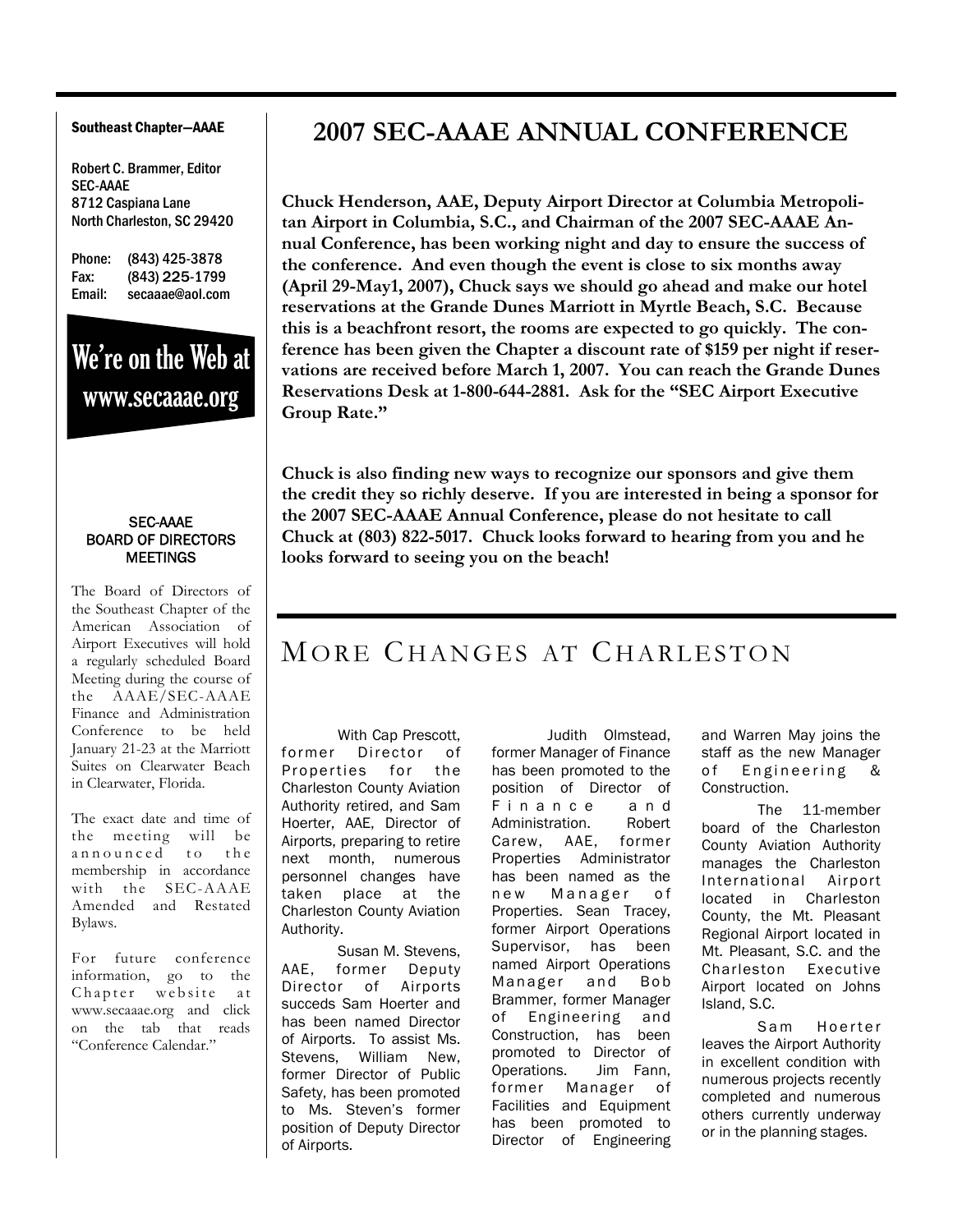Southeast Chapter—AAAE

Robert C. Brammer, Editor
SEC-AAAE
8712 Caspiana Lane
North Charleston, SC 29420

Phone: (843) 425-3878
Fax: (843) 225-1799
Email: secaaae@aol.com

We're on the Web at www.secaaae.org

SEC-AAAE BOARD OF DIRECTORS MEETINGS

The Board of Directors of the Southeast Chapter of the American Association of Airport Executives will hold a regularly scheduled Board Meeting during the course of the AAAE/SEC-AAAE Finance and Administration Conference to be held January 21-23 at the Marriott Suites on Clearwater Beach in Clearwater, Florida.

The exact date and time of the meeting will be announced to the membership in accordance with the SEC-AAAE Amended and Restated Bylaws.

For future conference information, go to the Chapter website at www.secaaae.org and click on the tab that reads "Conference Calendar."

# 2007 SEC-AAAE ANNUAL CONFERENCE

**Chuck Henderson, AAE, Deputy Airport Director at Columbia Metropolitan Airport in Columbia, S.C., and Chairman of the 2007 SEC-AAAE Annual Conference, has been working night and day to ensure the success of the conference. And even though the event is close to six months away (April 29-May1, 2007), Chuck says we should go ahead and make our hotel reservations at the Grande Dunes Marriott in Myrtle Beach, S.C. Because this is a beachfront resort, the rooms are expected to go quickly. The conference has been given the Chapter a discount rate of $159 per night if reservations are received before March 1, 2007. You can reach the Grande Dunes Reservations Desk at 1-800-644-2881. Ask for the "SEC Airport Executive Group Rate."**

**Chuck is also finding new ways to recognize our sponsors and give them the credit they so richly deserve. If you are interested in being a sponsor for the 2007 SEC-AAAE Annual Conference, please do not hesitate to call Chuck at (803) 822-5017. Chuck looks forward to hearing from you and he looks forward to seeing you on the beach!**

# MORE CHANGES AT CHARLESTON

With Cap Prescott, former Director of Properties for the Charleston County Aviation Authority retired, and Sam Hoerter, AAE, Director of Airports, preparing to retire next month, numerous personnel changes have taken place at the Charleston County Aviation Authority.

Susan M. Stevens, AAE, former Deputy Director of Airports succeds Sam Hoerter and has been named Director of Airports. To assist Ms. Stevens, William New, former Director of Public Safety, has been promoted to Ms. Steven's former position of Deputy Director of Airports.

Judith Olmstead, former Manager of Finance has been promoted to the position of Director of Finance and Administration. Robert Carew, AAE, former Properties Administrator has been named as the new Manager of Properties. Sean Tracey, former Airport Operations Supervisor, has been named Airport Operations Manager and Bob Brammer, former Manager of Engineering and Construction, has been promoted to Director of Operations. Jim Fann, former Manager of Facilities and Equipment has been promoted to Director of Engineering and Warren May joins the staff as the new Manager of Engineering & Construction.

The 11-member board of the Charleston County Aviation Authority manages the Charleston International Airport located in Charleston County, the Mt. Pleasant Regional Airport located in Mt. Pleasant, S.C. and the Charleston Executive Airport located on Johns Island, S.C.

Sam Hoerter leaves the Airport Authority in excellent condition with numerous projects recently completed and numerous others currently underway or in the planning stages.